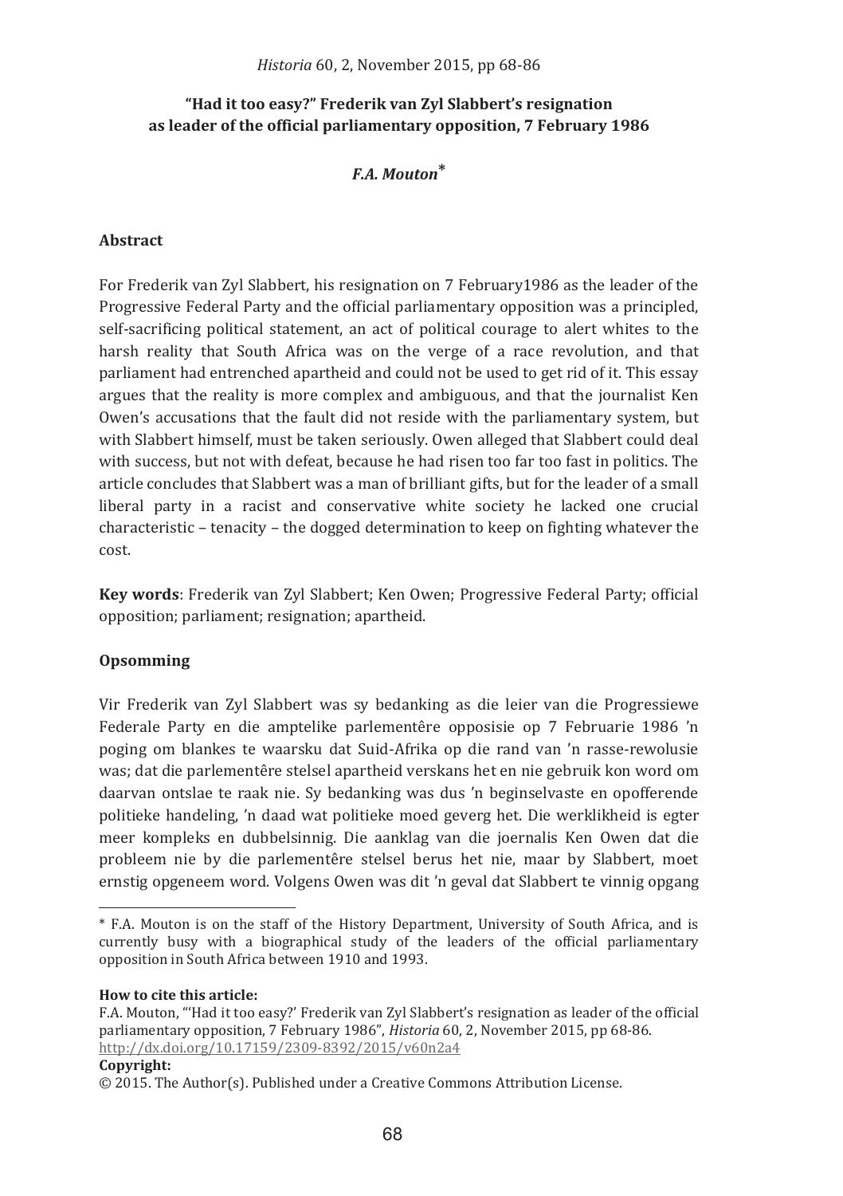# "Had it too easy?" Frederik van Zyl Slabbert's resignation as leader of the official parliamentary opposition, 7 February 1986

***F.A. Mouton*** [*]

## Abstract

For Frederik van Zyl Slabbert, his resignation on 7 February1986 as the leader of the Progressive Federal Party and the official parliamentary opposition was a principled, self-sacrificing political statement, an act of political courage to alert whites to the harsh reality that South Africa was on the verge of a race revolution, and that parliament had entrenched apartheid and could not be used to get rid of it. This essay argues that the reality is more complex and ambiguous, and that the journalist Ken Owen's accusations that the fault did not reside with the parliamentary system, but with Slabbert himself, must be taken seriously. Owen alleged that Slabbert could deal with success, but not with defeat, because he had risen too far too fast in politics. The article concludes that Slabbert was a man of brilliant gifts, but for the leader of a small liberal party in a racist and conservative white society he lacked one crucial characteristic – tenacity – the dogged determination to keep on fighting whatever the cost.

**Key words**: Frederik van Zyl Slabbert; Ken Owen; Progressive Federal Party; official opposition; parliament; resignation; apartheid.

## Opsomming

Vir Frederik van Zyl Slabbert was *sy* bedanking as die leier van die Progressiewe Federale Party en die amptelike parlementêre opposisie op 7 Februarie 1986 'n poging om blankes te waarsku dat Suid-Afrika op die rand van 'n rasse-rewolusie was; dat die parlementêre stelsel apartheid verskans het en nie gebruik kon word om daarvan ontslae te raak nie. Sy bedanking was dus 'n beginselvaste en opofferende politieke handeling, 'n daad wat politieke moed geverg het. Die werklikheid is egter meer kompleks en dubbelsinnig. Die aanklag van die joernalis Ken Owen dat die probleem nie by die parlementêre stelsel berus het nie, maar by Slabbert, moet ernstig opgeneem word. Volgens Owen was dit 'n geval dat Slabbert te vinnig opgang

---

[*] F.A. Mouton is on the staff of the History Department, University of South Africa, and is currently busy with a biographical study of the leaders of the official parliamentary opposition in South Africa between 1910 and 1993.

**How to cite this article:**

F.A. Mouton, "'Had it too easy?' Frederik van Zyl Slabbert's resignation as leader of the official parliamentary opposition, 7 February 1986", *Historia* 60, 2, November 2015, pp 68-86. http://dx.doi.org/10.17159/2309-8392/2015/v60n2a4

**Copyright:**

© 2015. The Author(s). Published under a Creative Commons Attribution License.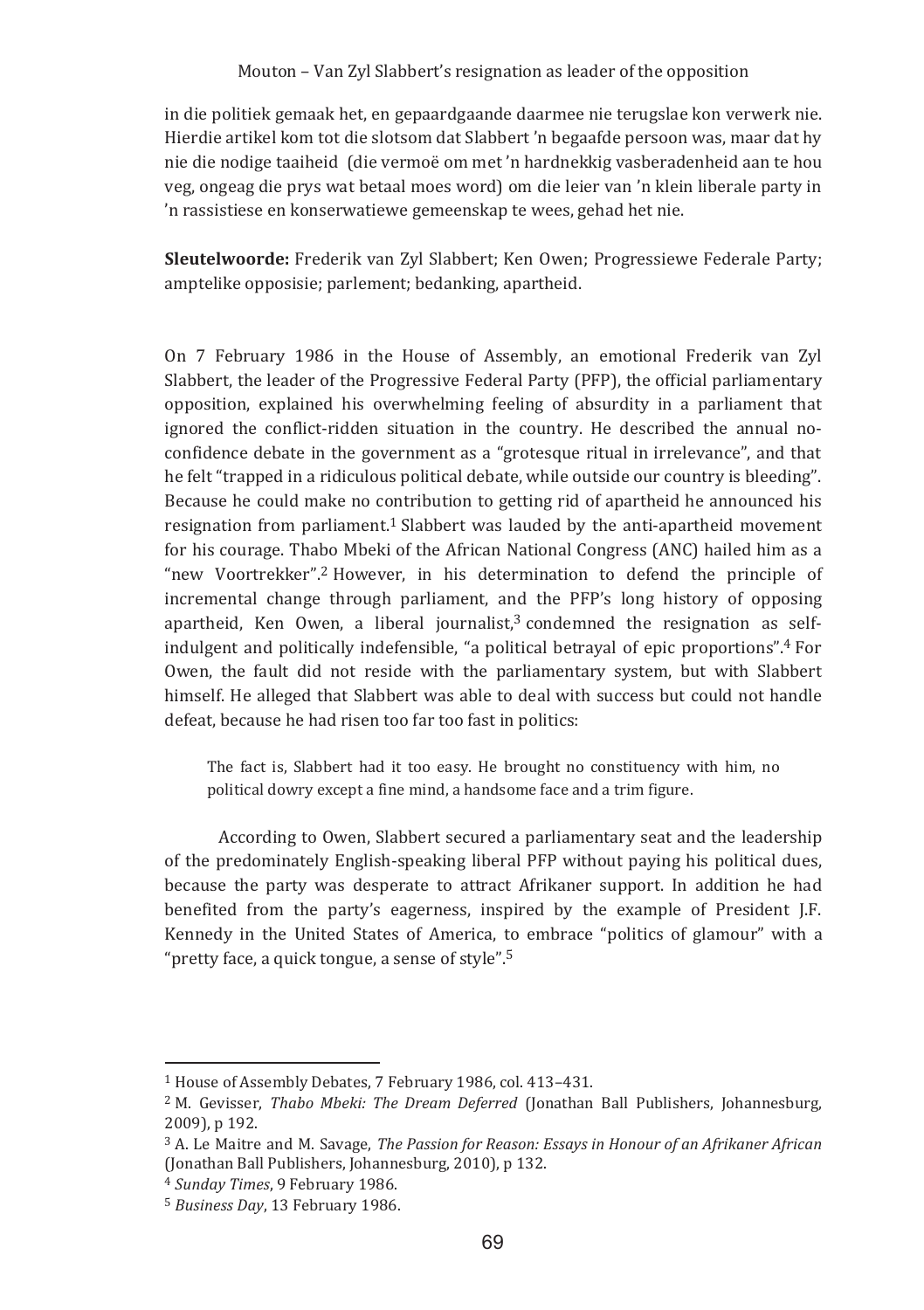in die politiek gemaak het, en gepaardgaande daarmee nie terugslae kon verwerk nie. Hierdie artikel kom tot die slotsom dat Slabbert 'n begaafde persoon was, maar dat hy nie die nodige taaiheid (die vermoë om met 'n hardnekkig vasberadenheid aan te hou veg, ongeag die prys wat betaal moes word) om die leier van 'n klein liberale party in 'n rassistiese en konserwatiewe gemeenskap te wees, gehad het nie.

**Sleutelwoorde:** Frederik van Zyl Slabbert; Ken Owen; Progressiewe Federale Party; amptelike opposisie; parlement; bedanking, apartheid.

On 7 February 1986 in the House of Assembly, an emotional Frederik van Zyl Slabbert, the leader of the Progressive Federal Party (PFP), the official parliamentary opposition, explained his overwhelming feeling of absurdity in a parliament that ignored the conflict-ridden situation in the country. He described the annual no-confidence debate in the government as a "grotesque ritual in irrelevance", and that he felt "trapped in a ridiculous political debate, while outside our country is bleeding". Because he could make no contribution to getting rid of apartheid he announced his resignation from parliament.[1] Slabbert was lauded by the anti-apartheid movement for his courage. Thabo Mbeki of the African National Congress (ANC) hailed him as a "new Voortrekker".[2] However, in his determination to defend the principle of incremental change through parliament, and the PFP's long history of opposing apartheid, Ken Owen, a liberal journalist,[3] condemned the resignation as self-indulgent and politically indefensible, "a political betrayal of epic proportions".[4] For Owen, the fault did not reside with the parliamentary system, but with Slabbert himself. He alleged that Slabbert was able to deal with success but could not handle defeat, because he had risen too far too fast in politics:

> The fact is, Slabbert had it too easy. He brought no constituency with him, no political dowry except a fine mind, a handsome face and a trim figure.

According to Owen, Slabbert secured a parliamentary seat and the leadership of the predominately English-speaking liberal PFP without paying his political dues, because the party was desperate to attract Afrikaner support. In addition he had benefited from the party's eagerness, inspired by the example of President J.F. Kennedy in the United States of America, to embrace "politics of glamour" with a "pretty face, a quick tongue, a sense of style".[5]

---

[1] House of Assembly Debates, 7 February 1986, col. 413–431.

[2] M. Gevisser, *Thabo Mbeki: The Dream Deferred* (Jonathan Ball Publishers, Johannesburg, 2009), p 192.

[3] A. Le Maitre and M. Savage, *The Passion for Reason: Essays in Honour of an Afrikaner African* (Jonathan Ball Publishers, Johannesburg, 2010), p 132.

[4] *Sunday Times*, 9 February 1986.

[5] *Business Day*, 13 February 1986.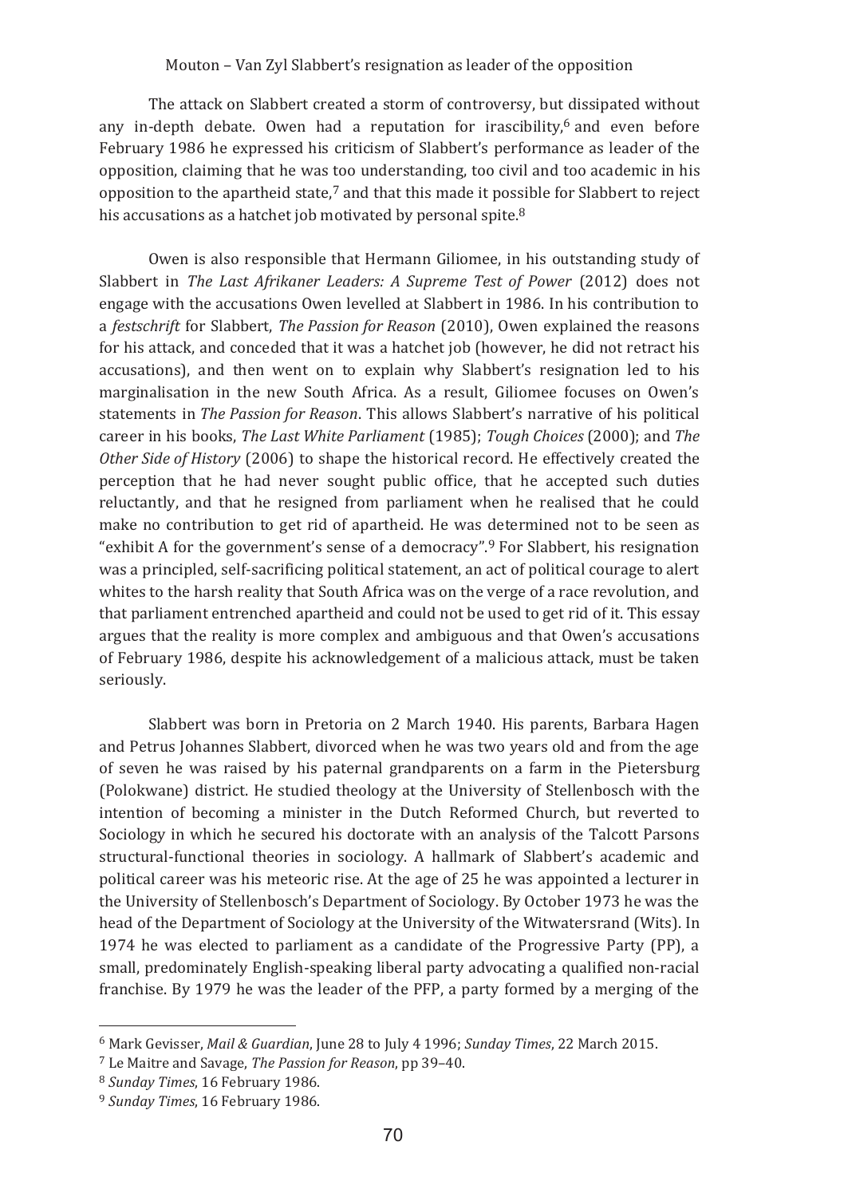The attack on Slabbert created a storm of controversy, but dissipated without any in-depth debate. Owen had a reputation for irascibility,[6] and even before February 1986 he expressed his criticism of Slabbert's performance as leader of the opposition, claiming that he was too understanding, too civil and too academic in his opposition to the apartheid state,[7] and that this made it possible for Slabbert to reject his accusations as a hatchet job motivated by personal spite.[8]

Owen is also responsible that Hermann Giliomee, in his outstanding study of Slabbert in *The Last Afrikaner Leaders: A Supreme Test of Power* (2012) does not engage with the accusations Owen levelled at Slabbert in 1986. In his contribution to a *festschrift* for Slabbert, *The Passion for Reason* (2010), Owen explained the reasons for his attack, and conceded that it was a hatchet job (however, he did not retract his accusations), and then went on to explain why Slabbert's resignation led to his marginalisation in the new South Africa. As a result, Giliomee focuses on Owen's statements in *The Passion for Reason*. This allows Slabbert's narrative of his political career in his books, *The Last White Parliament* (1985); *Tough Choices* (2000); and *The Other Side of History* (2006) to shape the historical record. He effectively created the perception that he had never sought public office, that he accepted such duties reluctantly, and that he resigned from parliament when he realised that he could make no contribution to get rid of apartheid. He was determined not to be seen as "exhibit A for the government's sense of a democracy".[9] For Slabbert, his resignation was a principled, self-sacrificing political statement, an act of political courage to alert whites to the harsh reality that South Africa was on the verge of a race revolution, and that parliament entrenched apartheid and could not be used to get rid of it. This essay argues that the reality is more complex and ambiguous and that Owen's accusations of February 1986, despite his acknowledgement of a malicious attack, must be taken seriously.

Slabbert was born in Pretoria on 2 March 1940. His parents, Barbara Hagen and Petrus Johannes Slabbert, divorced when he was two years old and from the age of seven he was raised by his paternal grandparents on a farm in the Pietersburg (Polokwane) district. He studied theology at the University of Stellenbosch with the intention of becoming a minister in the Dutch Reformed Church, but reverted to Sociology in which he secured his doctorate with an analysis of the Talcott Parsons structural-functional theories in sociology. A hallmark of Slabbert's academic and political career was his meteoric rise. At the age of 25 he was appointed a lecturer in the University of Stellenbosch's Department of Sociology. By October 1973 he was the head of the Department of Sociology at the University of the Witwatersrand (Wits). In 1974 he was elected to parliament as a candidate of the Progressive Party (PP), a small, predominately English-speaking liberal party advocating a qualified non-racial franchise. By 1979 he was the leader of the PFP, a party formed by a merging of the

---

[6] Mark Gevisser, *Mail & Guardian*, June 28 to July 4 1996; *Sunday Times*, 22 March 2015.

[7] Le Maitre and Savage, *The Passion for Reason*, pp 39–40.

[8] *Sunday Times*, 16 February 1986.

[9] *Sunday Times*, 16 February 1986.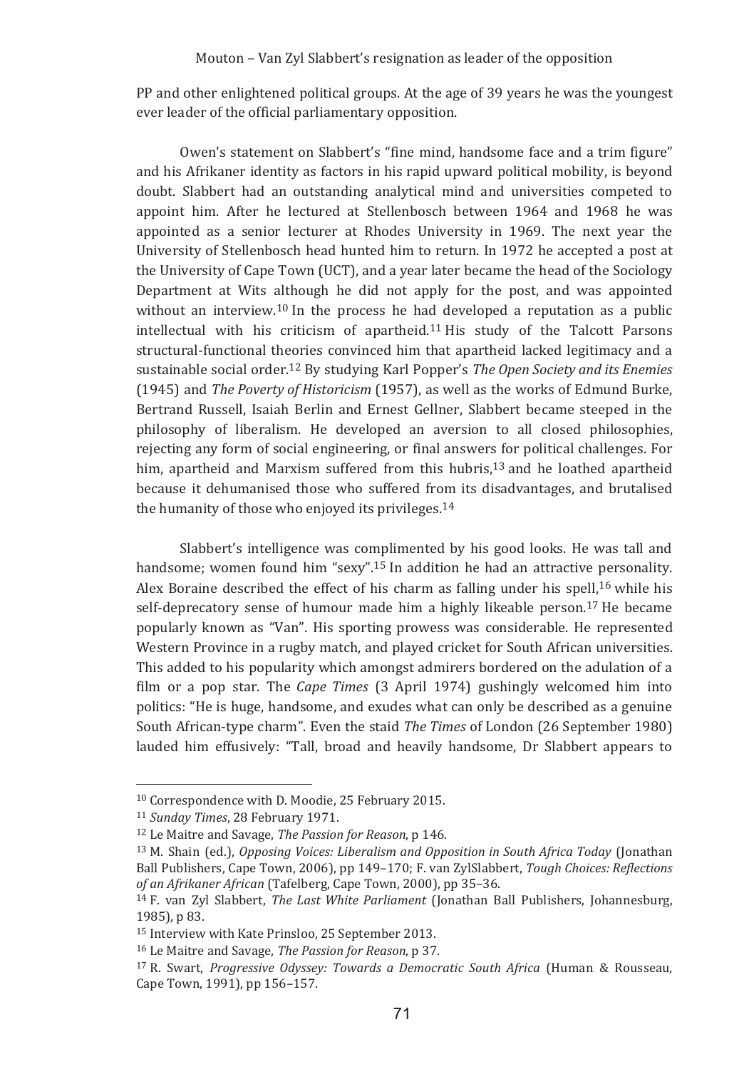PP and other enlightened political groups. At the age of 39 years he was the youngest ever leader of the official parliamentary opposition.

Owen's statement on Slabbert's "fine mind, handsome face and a trim figure" and his Afrikaner identity as factors in his rapid upward political mobility, is beyond doubt. Slabbert had an outstanding analytical mind and universities competed to appoint him. After he lectured at Stellenbosch between 1964 and 1968 he was appointed as a senior lecturer at Rhodes University in 1969. The next year the University of Stellenbosch head hunted him to return. In 1972 he accepted a post at the University of Cape Town (UCT), and a year later became the head of the Sociology Department at Wits although he did not apply for the post, and was appointed without an interview.[10] In the process he had developed a reputation as a public intellectual with his criticism of apartheid.[11] His study of the Talcott Parsons structural-functional theories convinced him that apartheid lacked legitimacy and a sustainable social order.[12] By studying Karl Popper's *The Open Society and its Enemies* (1945) and *The Poverty of Historicism* (1957), as well as the works of Edmund Burke, Bertrand Russell, Isaiah Berlin and Ernest Gellner, Slabbert became steeped in the philosophy of liberalism. He developed an aversion to all closed philosophies, rejecting any form of social engineering, or final answers for political challenges. For him, apartheid and Marxism suffered from this hubris,[13] and he loathed apartheid because it dehumanised those who suffered from its disadvantages, and brutalised the humanity of those who enjoyed its privileges.[14]

Slabbert's intelligence was complimented by his good looks. He was tall and handsome; women found him "sexy".[15] In addition he had an attractive personality. Alex Boraine described the effect of his charm as falling under his spell,[16] while his self-deprecatory sense of humour made him a highly likeable person.[17] He became popularly known as "Van". His sporting prowess was considerable. He represented Western Province in a rugby match, and played cricket for South African universities. This added to his popularity which amongst admirers bordered on the adulation of a film or a pop star. The *Cape Times* (3 April 1974) gushingly welcomed him into politics: "He is huge, handsome, and exudes what can only be described as a genuine South African-type charm". Even the staid *The Times* of London (26 September 1980) lauded him effusively: "Tall, broad and heavily handsome, Dr Slabbert appears to

---

[10] Correspondence with D. Moodie, 25 February 2015.

[11] *Sunday Times*, 28 February 1971.

[12] Le Maitre and Savage, *The Passion for Reason*, p 146.

[13] M. Shain (ed.), *Opposing Voices: Liberalism and Opposition in South Africa Today* (Jonathan Ball Publishers, Cape Town, 2006), pp 149–170; F. van ZylSlabbert, *Tough Choices: Reflections of an Afrikaner African* (Tafelberg, Cape Town, 2000), pp 35–36.

[14] F. van Zyl Slabbert, *The Last White Parliament* (Jonathan Ball Publishers, Johannesburg, 1985), p 83.

[15] Interview with Kate Prinsloo, 25 September 2013.

[16] Le Maitre and Savage, *The Passion for Reason*, p 37.

[17] R. Swart, *Progressive Odyssey: Towards a Democratic South Africa* (Human & Rousseau, Cape Town, 1991), pp 156–157.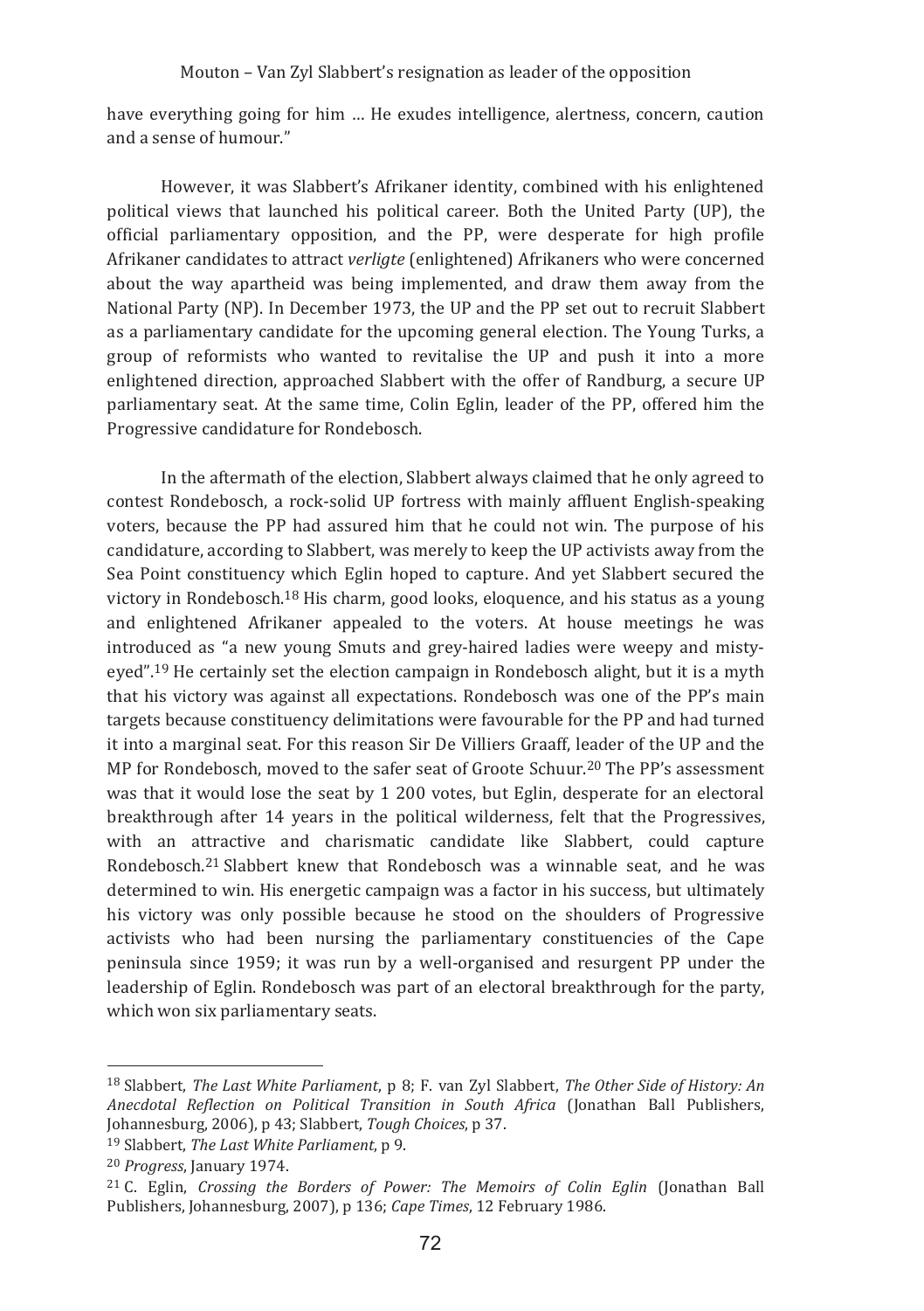have everything going for him … He exudes intelligence, alertness, concern, caution and a sense of humour."

However, it was Slabbert's Afrikaner identity, combined with his enlightened political views that launched his political career. Both the United Party (UP), the official parliamentary opposition, and the PP, were desperate for high profile Afrikaner candidates to attract *verligte* (enlightened) Afrikaners who were concerned about the way apartheid was being implemented, and draw them away from the National Party (NP). In December 1973, the UP and the PP set out to recruit Slabbert as a parliamentary candidate for the upcoming general election. The Young Turks, a group of reformists who wanted to revitalise the UP and push it into a more enlightened direction, approached Slabbert with the offer of Randburg, a secure UP parliamentary seat. At the same time, Colin Eglin, leader of the PP, offered him the Progressive candidature for Rondebosch.

In the aftermath of the election, Slabbert always claimed that he only agreed to contest Rondebosch, a rock-solid UP fortress with mainly affluent English-speaking voters, because the PP had assured him that he could not win. The purpose of his candidature, according to Slabbert, was merely to keep the UP activists away from the Sea Point constituency which Eglin hoped to capture. And yet Slabbert secured the victory in Rondebosch.[18] His charm, good looks, eloquence, and his status as a young and enlightened Afrikaner appealed to the voters. At house meetings he was introduced as "a new young Smuts and grey-haired ladies were weepy and misty-eyed".[19] He certainly set the election campaign in Rondebosch alight, but it is a myth that his victory was against all expectations. Rondebosch was one of the PP's main targets because constituency delimitations were favourable for the PP and had turned it into a marginal seat. For this reason Sir De Villiers Graaff, leader of the UP and the MP for Rondebosch, moved to the safer seat of Groote Schuur.[20] The PP's assessment was that it would lose the seat by 1 200 votes, but Eglin, desperate for an electoral breakthrough after 14 years in the political wilderness, felt that the Progressives, with an attractive and charismatic candidate like Slabbert, could capture Rondebosch.[21] Slabbert knew that Rondebosch was a winnable seat, and he was determined to win. His energetic campaign was a factor in his success, but ultimately his victory was only possible because he stood on the shoulders of Progressive activists who had been nursing the parliamentary constituencies of the Cape peninsula since 1959; it was run by a well-organised and resurgent PP under the leadership of Eglin. Rondebosch was part of an electoral breakthrough for the party, which won six parliamentary seats.

---

[18] Slabbert, *The Last White Parliament*, p 8; F. van Zyl Slabbert, *The Other Side of History: An Anecdotal Reflection on Political Transition in South Africa* (Jonathan Ball Publishers, Johannesburg, 2006), p 43; Slabbert, *Tough Choices*, p 37.

[19] Slabbert, *The Last White Parliament*, p 9.

[20] *Progress*, January 1974.

[21] C. Eglin, *Crossing the Borders of Power: The Memoirs of Colin Eglin* (Jonathan Ball Publishers, Johannesburg, 2007), p 136; *Cape Times*, 12 February 1986.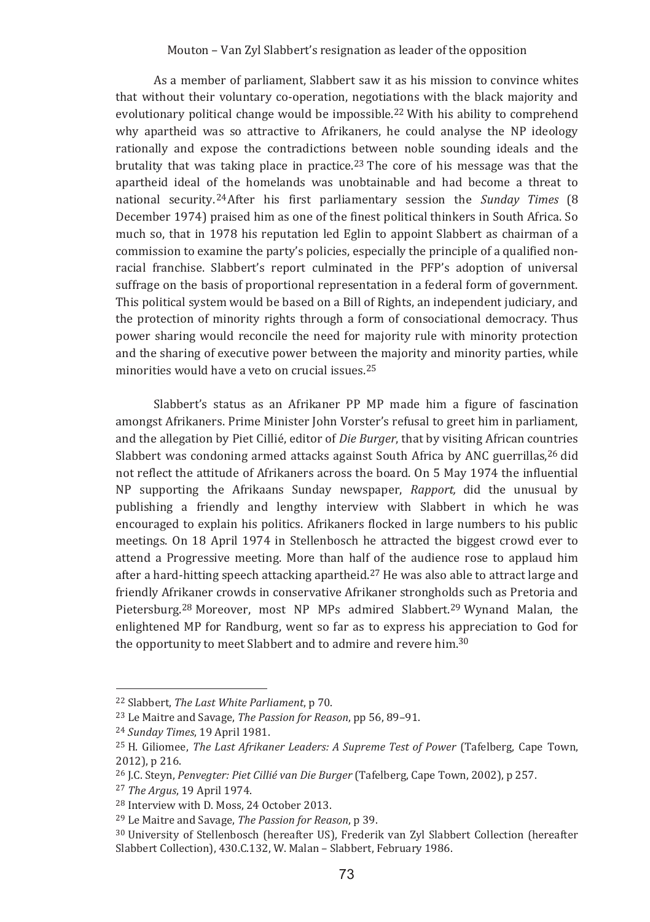As a member of parliament, Slabbert saw it as his mission to convince whites that without their voluntary co-operation, negotiations with the black majority and evolutionary political change would be impossible.[22] With his ability to comprehend why apartheid was so attractive to Afrikaners, he could analyse the NP ideology rationally and expose the contradictions between noble sounding ideals and the brutality that was taking place in practice.[23] The core of his message was that the apartheid ideal of the homelands was unobtainable and had become a threat to national security.[24] After his first parliamentary session the *Sunday Times* (8 December 1974) praised him as one of the finest political thinkers in South Africa. So much so, that in 1978 his reputation led Eglin to appoint Slabbert as chairman of a commission to examine the party's policies, especially the principle of a qualified non-racial franchise. Slabbert's report culminated in the PFP's adoption of universal suffrage on the basis of proportional representation in a federal form of government. This political system would be based on a Bill of Rights, an independent judiciary, and the protection of minority rights through a form of consociational democracy. Thus power sharing would reconcile the need for majority rule with minority protection and the sharing of executive power between the majority and minority parties, while minorities would have a veto on crucial issues.[25]

Slabbert's status as an Afrikaner PP MP made him a figure of fascination amongst Afrikaners. Prime Minister John Vorster's refusal to greet him in parliament, and the allegation by Piet Cillié, editor of *Die Burger*, that by visiting African countries Slabbert was condoning armed attacks against South Africa by ANC guerrillas,[26] did not reflect the attitude of Afrikaners across the board. On 5 May 1974 the influential NP supporting the Afrikaans Sunday newspaper, *Rapport,* did the unusual by publishing a friendly and lengthy interview with Slabbert in which he was encouraged to explain his politics. Afrikaners flocked in large numbers to his public meetings. On 18 April 1974 in Stellenbosch he attracted the biggest crowd ever to attend a Progressive meeting. More than half of the audience rose to applaud him after a hard-hitting speech attacking apartheid.[27] He was also able to attract large and friendly Afrikaner crowds in conservative Afrikaner strongholds such as Pretoria and Pietersburg.[28] Moreover, most NP MPs admired Slabbert.[29] Wynand Malan, the enlightened MP for Randburg, went so far as to express his appreciation to God for the opportunity to meet Slabbert and to admire and revere him.[30]

---

[22] Slabbert, *The Last White Parliament*, p 70.

[23] Le Maitre and Savage, *The Passion for Reason*, pp 56, 89–91.

[24] *Sunday Times*, 19 April 1981.

[25] H. Giliomee, *The Last Afrikaner Leaders: A Supreme Test of Power* (Tafelberg, Cape Town, 2012), p 216.

[26] J.C. Steyn, *Penvegter: Piet Cillié van Die Burger* (Tafelberg, Cape Town, 2002), p 257.

[27] *The Argus*, 19 April 1974.

[28] Interview with D. Moss, 24 October 2013.

[29] Le Maitre and Savage, *The Passion for Reason*, p 39.

[30] University of Stellenbosch (hereafter US), Frederik van Zyl Slabbert Collection (hereafter Slabbert Collection), 430.C.132, W. Malan – Slabbert, February 1986.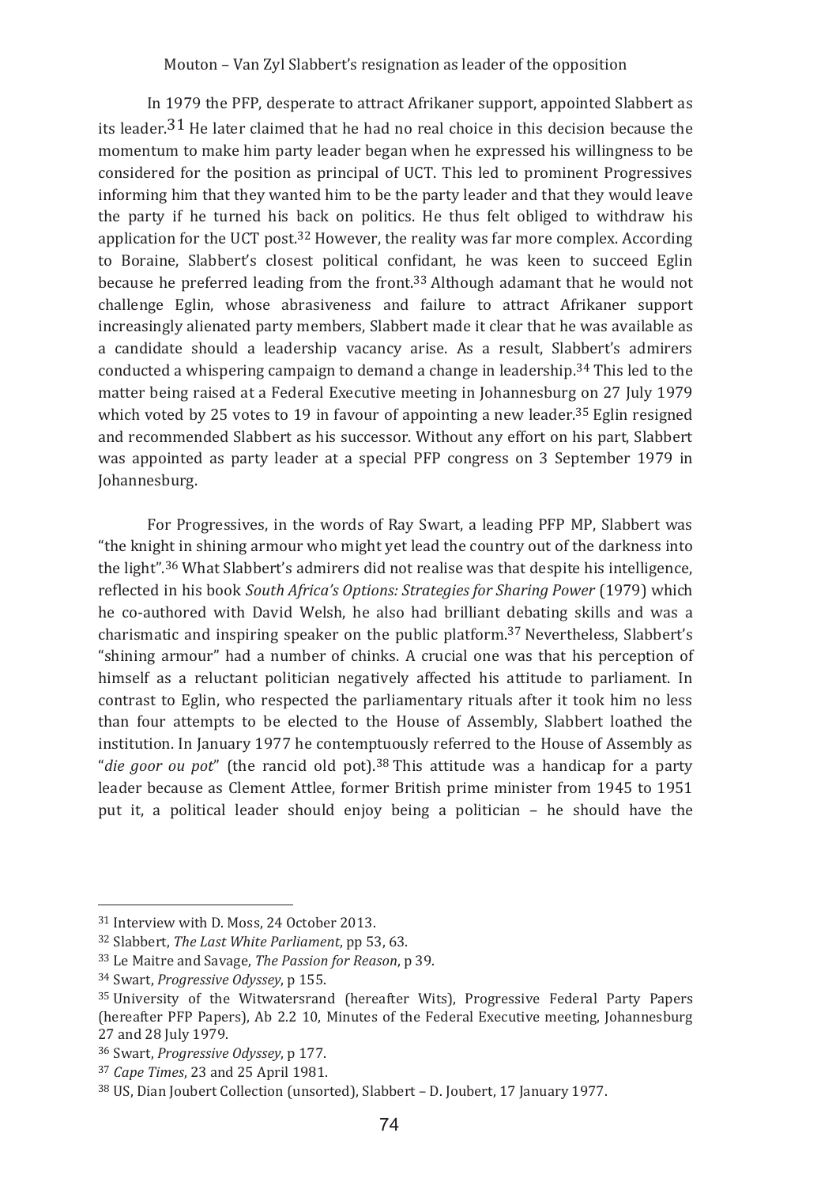In 1979 the PFP, desperate to attract Afrikaner support, appointed Slabbert as its leader.[31] He later claimed that he had no real choice in this decision because the momentum to make him party leader began when he expressed his willingness to be considered for the position as principal of UCT. This led to prominent Progressives informing him that they wanted him to be the party leader and that they would leave the party if he turned his back on politics. He thus felt obliged to withdraw his application for the UCT post.[32] However, the reality was far more complex. According to Boraine, Slabbert's closest political confidant, he was keen to succeed Eglin because he preferred leading from the front.[33] Although adamant that he would not challenge Eglin, whose abrasiveness and failure to attract Afrikaner support increasingly alienated party members, Slabbert made it clear that he was available as a candidate should a leadership vacancy arise. As a result, Slabbert's admirers conducted a whispering campaign to demand a change in leadership.[34] This led to the matter being raised at a Federal Executive meeting in Johannesburg on 27 July 1979 which voted by 25 votes to 19 in favour of appointing a new leader.[35] Eglin resigned and recommended Slabbert as his successor. Without any effort on his part, Slabbert was appointed as party leader at a special PFP congress on 3 September 1979 in Johannesburg.

For Progressives, in the words of Ray Swart, a leading PFP MP, Slabbert was "the knight in shining armour who might yet lead the country out of the darkness into the light".[36] What Slabbert's admirers did not realise was that despite his intelligence, reflected in his book *South Africa's Options: Strategies for Sharing Power* (1979) which he co-authored with David Welsh, he also had brilliant debating skills and was a charismatic and inspiring speaker on the public platform.[37] Nevertheless, Slabbert's "shining armour" had a number of chinks. A crucial one was that his perception of himself as a reluctant politician negatively affected his attitude to parliament. In contrast to Eglin, who respected the parliamentary rituals after it took him no less than four attempts to be elected to the House of Assembly, Slabbert loathed the institution. In January 1977 he contemptuously referred to the House of Assembly as "*die goor ou pot*" (the rancid old pot).[38] This attitude was a handicap for a party leader because as Clement Attlee, former British prime minister from 1945 to 1951 put it, a political leader should enjoy being a politician – he should have the

---

[31] Interview with D. Moss, 24 October 2013.

[32] Slabbert, *The Last White Parliament*, pp 53, 63.

[33] Le Maitre and Savage, *The Passion for Reason*, p 39.

[34] Swart, *Progressive Odyssey*, p 155.

[35] University of the Witwatersrand (hereafter Wits), Progressive Federal Party Papers (hereafter PFP Papers), Ab 2.2 10, Minutes of the Federal Executive meeting, Johannesburg 27 and 28 July 1979.

[36] Swart, *Progressive Odyssey*, p 177.

[37] *Cape Times*, 23 and 25 April 1981.

[38] US, Dian Joubert Collection (unsorted), Slabbert – D. Joubert, 17 January 1977.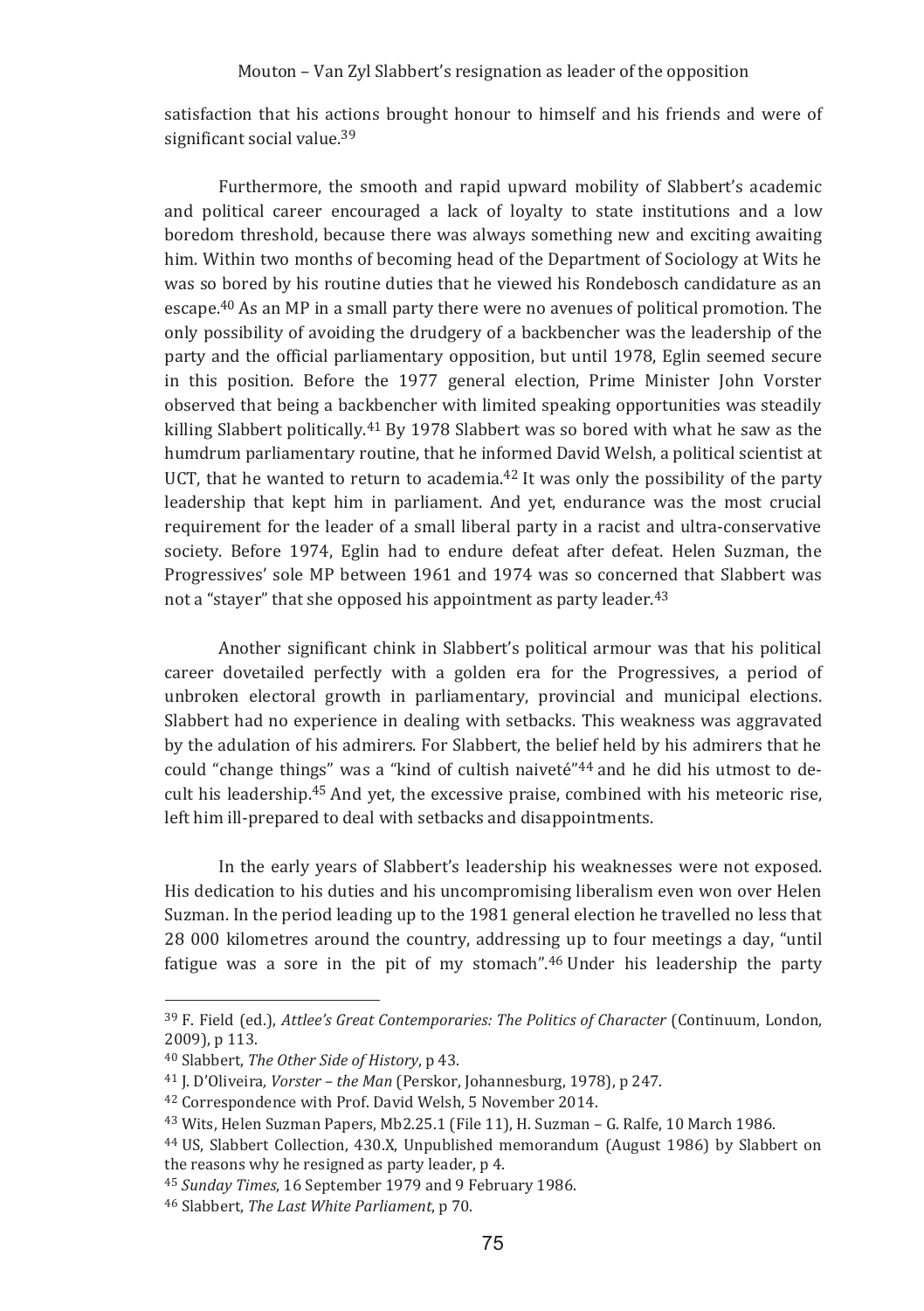satisfaction that his actions brought honour to himself and his friends and were of significant social value.[39]

Furthermore, the smooth and rapid upward mobility of Slabbert's academic and political career encouraged a lack of loyalty to state institutions and a low boredom threshold, because there was always something new and exciting awaiting him. Within two months of becoming head of the Department of Sociology at Wits he was so bored by his routine duties that he viewed his Rondebosch candidature as an escape.[40] As an MP in a small party there were no avenues of political promotion. The only possibility of avoiding the drudgery of a backbencher was the leadership of the party and the official parliamentary opposition, but until 1978, Eglin seemed secure in this position. Before the 1977 general election, Prime Minister John Vorster observed that being a backbencher with limited speaking opportunities was steadily killing Slabbert politically.[41] By 1978 Slabbert was so bored with what he saw as the humdrum parliamentary routine, that he informed David Welsh, a political scientist at UCT, that he wanted to return to academia.[42] It was only the possibility of the party leadership that kept him in parliament. And yet, endurance was the most crucial requirement for the leader of a small liberal party in a racist and ultra-conservative society. Before 1974, Eglin had to endure defeat after defeat. Helen Suzman, the Progressives' sole MP between 1961 and 1974 was so concerned that Slabbert was not a "stayer" that she opposed his appointment as party leader.[43]

Another significant chink in Slabbert's political armour was that his political career dovetailed perfectly with a golden era for the Progressives, a period of unbroken electoral growth in parliamentary, provincial and municipal elections. Slabbert had no experience in dealing with setbacks. This weakness was aggravated by the adulation of his admirers. For Slabbert, the belief held by his admirers that he could "change things" was a "kind of cultish naiveté"[44] and he did his utmost to de-cult his leadership.[45] And yet, the excessive praise, combined with his meteoric rise, left him ill-prepared to deal with setbacks and disappointments.

In the early years of Slabbert's leadership his weaknesses were not exposed. His dedication to his duties and his uncompromising liberalism even won over Helen Suzman. In the period leading up to the 1981 general election he travelled no less that 28 000 kilometres around the country, addressing up to four meetings a day, "until fatigue was a sore in the pit of my stomach".[46] Under his leadership the party

---

[39] F. Field (ed.), *Attlee's Great Contemporaries: The Politics of Character* (Continuum, London, 2009), p 113.

[40] Slabbert, *The Other Side of History*, p 43.

[41] J. D'Oliveira, *Vorster – the Man* (Perskor, Johannesburg, 1978), p 247.

[42] Correspondence with Prof. David Welsh, 5 November 2014.

[43] Wits, Helen Suzman Papers, Mb2.25.1 (File 11), H. Suzman – G. Ralfe, 10 March 1986.

[44] US, Slabbert Collection, 430.X, Unpublished memorandum (August 1986) by Slabbert on the reasons why he resigned as party leader, p 4.

[45] *Sunday Times*, 16 September 1979 and 9 February 1986.

[46] Slabbert, *The Last White Parliament*, p 70.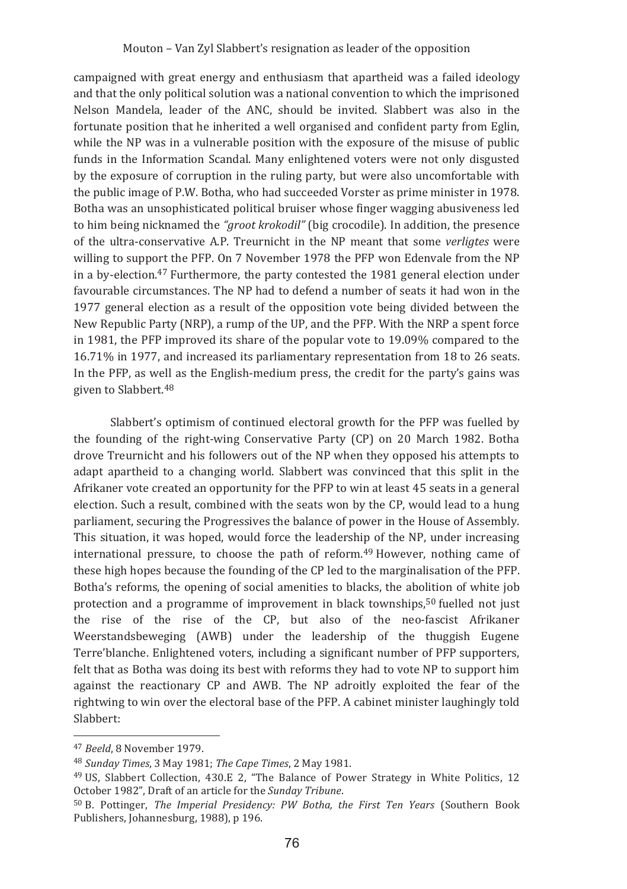campaigned with great energy and enthusiasm that apartheid was a failed ideology and that the only political solution was a national convention to which the imprisoned Nelson Mandela, leader of the ANC, should be invited. Slabbert was also in the fortunate position that he inherited a well organised and confident party from Eglin, while the NP was in a vulnerable position with the exposure of the misuse of public funds in the Information Scandal. Many enlightened voters were not only disgusted by the exposure of corruption in the ruling party, but were also uncomfortable with the public image of P.W. Botha, who had succeeded Vorster as prime minister in 1978. Botha was an unsophisticated political bruiser whose finger wagging abusiveness led to him being nicknamed the *"groot krokodil"* (big crocodile). In addition, the presence of the ultra-conservative A.P. Treurnicht in the NP meant that some *verligtes* were willing to support the PFP. On 7 November 1978 the PFP won Edenvale from the NP in a by-election.[47] Furthermore, the party contested the 1981 general election under favourable circumstances. The NP had to defend a number of seats it had won in the 1977 general election as a result of the opposition vote being divided between the New Republic Party (NRP), a rump of the UP, and the PFP. With the NRP a spent force in 1981, the PFP improved its share of the popular vote to 19.09% compared to the 16.71% in 1977, and increased its parliamentary representation from 18 to 26 seats. In the PFP, as well as the English-medium press, the credit for the party's gains was given to Slabbert.[48]

Slabbert's optimism of continued electoral growth for the PFP was fuelled by the founding of the right-wing Conservative Party (CP) on 20 March 1982. Botha drove Treurnicht and his followers out of the NP when they opposed his attempts to adapt apartheid to a changing world. Slabbert was convinced that this split in the Afrikaner vote created an opportunity for the PFP to win at least 45 seats in a general election. Such a result, combined with the seats won by the CP, would lead to a hung parliament, securing the Progressives the balance of power in the House of Assembly. This situation, it was hoped, would force the leadership of the NP, under increasing international pressure, to choose the path of reform.[49] However, nothing came of these high hopes because the founding of the CP led to the marginalisation of the PFP. Botha's reforms, the opening of social amenities to blacks, the abolition of white job protection and a programme of improvement in black townships,[50] fuelled not just the rise of the rise of the CP, but also of the neo-fascist Afrikaner Weerstandsbeweging (AWB) under the leadership of the thuggish Eugene Terre'blanche. Enlightened voters, including a significant number of PFP supporters, felt that as Botha was doing its best with reforms they had to vote NP to support him against the reactionary CP and AWB. The NP adroitly exploited the fear of the rightwing to win over the electoral base of the PFP. A cabinet minister laughingly told Slabbert:

---

[47] *Beeld*, 8 November 1979.

[48] *Sunday Times*, 3 May 1981; *The Cape Times*, 2 May 1981.

[49] US, Slabbert Collection, 430.E 2, "The Balance of Power Strategy in White Politics, 12 October 1982", Draft of an article for the *Sunday Tribune*.

[50] B. Pottinger, *The Imperial Presidency: PW Botha, the First Ten Years* (Southern Book Publishers, Johannesburg, 1988), p 196.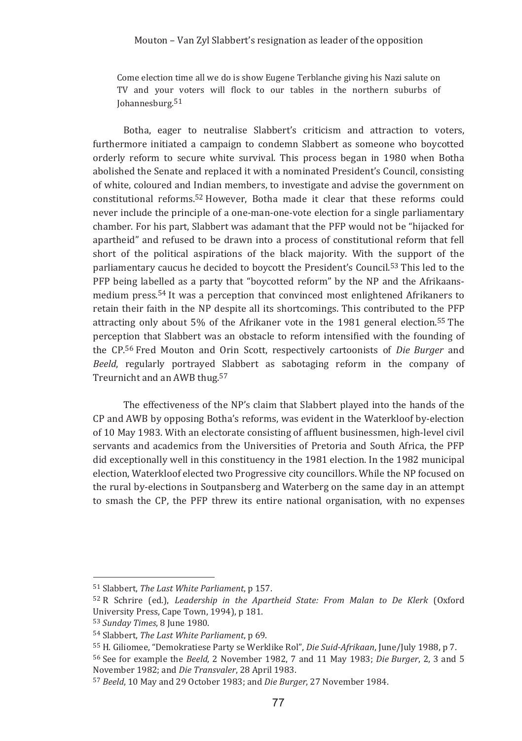> Come election time all we do is show Eugene Terblanche giving his Nazi salute on TV and your voters will flock to our tables in the northern suburbs of Johannesburg.[51]

Botha, eager to neutralise Slabbert's criticism and attraction to voters, furthermore initiated a campaign to condemn Slabbert as someone who boycotted orderly reform to secure white survival. This process began in 1980 when Botha abolished the Senate and replaced it with a nominated President's Council, consisting of white, coloured and Indian members, to investigate and advise the government on constitutional reforms.[52] However, Botha made it clear that these reforms could never include the principle of a one-man-one-vote election for a single parliamentary chamber. For his part, Slabbert was adamant that the PFP would not be "hijacked for apartheid" and refused to be drawn into a process of constitutional reform that fell short of the political aspirations of the black majority. With the support of the parliamentary caucus he decided to boycott the President's Council.[53] This led to the PFP being labelled as a party that "boycotted reform" by the NP and the Afrikaans-medium press.[54] It was a perception that convinced most enlightened Afrikaners to retain their faith in the NP despite all its shortcomings. This contributed to the PFP attracting only about 5% of the Afrikaner vote in the 1981 general election.[55] The perception that Slabbert was an obstacle to reform intensified with the founding of the CP.[56] Fred Mouton and Orin Scott, respectively cartoonists of *Die Burger* and *Beeld*, regularly portrayed Slabbert as sabotaging reform in the company of Treurnicht and an AWB thug.[57]

The effectiveness of the NP's claim that Slabbert played into the hands of the CP and AWB by opposing Botha's reforms, was evident in the Waterkloof by-election of 10 May 1983. With an electorate consisting of affluent businessmen, high-level civil servants and academics from the Universities of Pretoria and South Africa, the PFP did exceptionally well in this constituency in the 1981 election. In the 1982 municipal election, Waterkloof elected two Progressive city councillors. While the NP focused on the rural by-elections in Soutpansberg and Waterberg on the same day in an attempt to smash the CP, the PFP threw its entire national organisation, with no expenses

---

[51] Slabbert, *The Last White Parliament*, p 157.

[52] R Schrire (ed.), *Leadership in the Apartheid State: From Malan to De Klerk* (Oxford University Press, Cape Town, 1994), p 181.

[53] *Sunday Times*, 8 June 1980.

[54] Slabbert, *The Last White Parliament*, p 69.

[55] H. Giliomee, "Demokratiese Party se Werklike Rol", *Die Suid-Afrikaan*, June/July 1988, p 7.

[56] See for example the *Beeld*, 2 November 1982, 7 and 11 May 1983; *Die Burger*, 2, 3 and 5 November 1982; and *Die Transvaler*, 28 April 1983.

[57] *Beeld*, 10 May and 29 October 1983; and *Die Burger*, 27 November 1984.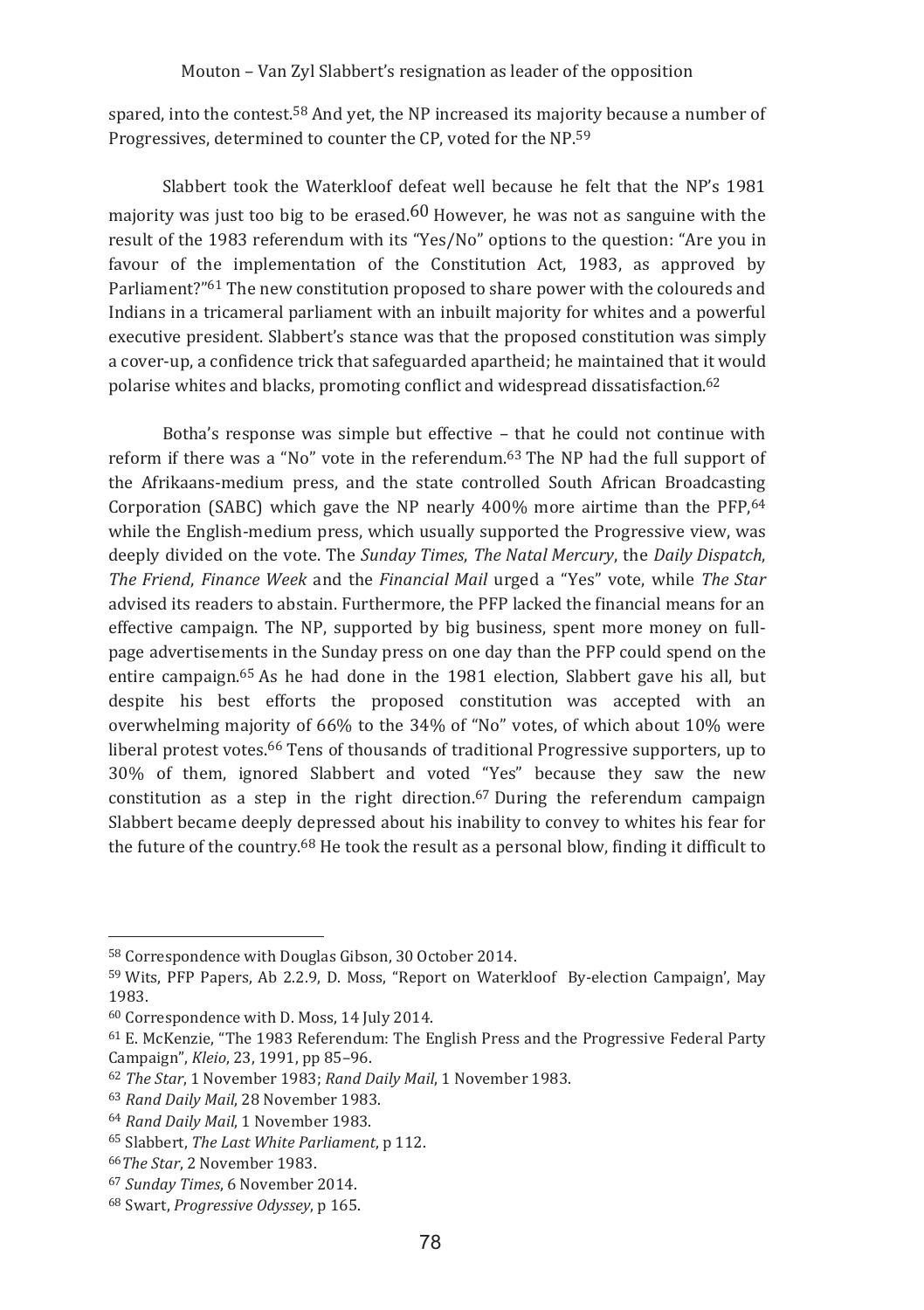spared, into the contest.[58] And yet, the NP increased its majority because a number of Progressives, determined to counter the CP, voted for the NP.[59]

Slabbert took the Waterkloof defeat well because he felt that the NP's 1981 majority was just too big to be erased.[60] However, he was not as sanguine with the result of the 1983 referendum with its "Yes/No" options to the question: "Are you in favour of the implementation of the Constitution Act, 1983, as approved by Parliament?"[61] The new constitution proposed to share power with the coloureds and Indians in a tricameral parliament with an inbuilt majority for whites and a powerful executive president. Slabbert's stance was that the proposed constitution was simply a cover-up, a confidence trick that safeguarded apartheid; he maintained that it would polarise whites and blacks, promoting conflict and widespread dissatisfaction.[62]

Botha's response was simple but effective – that he could not continue with reform if there was a "No" vote in the referendum.[63] The NP had the full support of the Afrikaans-medium press, and the state controlled South African Broadcasting Corporation (SABC) which gave the NP nearly 400% more airtime than the PFP,[64] while the English-medium press, which usually supported the Progressive view, was deeply divided on the vote. The *Sunday Times*, *The Natal Mercury*, the *Daily Dispatch*, *The Friend*, *Finance Week* and the *Financial Mail* urged a "Yes" vote, while *The Star* advised its readers to abstain. Furthermore, the PFP lacked the financial means for an effective campaign. The NP, supported by big business, spent more money on full-page advertisements in the Sunday press on one day than the PFP could spend on the entire campaign.[65] As he had done in the 1981 election, Slabbert gave his all, but despite his best efforts the proposed constitution was accepted with an overwhelming majority of 66% to the 34% of "No" votes, of which about 10% were liberal protest votes.[66] Tens of thousands of traditional Progressive supporters, up to 30% of them, ignored Slabbert and voted "Yes" because they saw the new constitution as a step in the right direction.[67] During the referendum campaign Slabbert became deeply depressed about his inability to convey to whites his fear for the future of the country.[68] He took the result as a personal blow, finding it difficult to

---

[58] Correspondence with Douglas Gibson, 30 October 2014.

[59] Wits, PFP Papers, Ab 2.2.9, D. Moss, "Report on Waterkloof By-election Campaign', May 1983.

[60] Correspondence with D. Moss, 14 July 2014.

[61] E. McKenzie, "The 1983 Referendum: The English Press and the Progressive Federal Party Campaign", *Kleio*, 23, 1991, pp 85–96.

[62] *The Star*, 1 November 1983; *Rand Daily Mail*, 1 November 1983.

[63] *Rand Daily Mail*, 28 November 1983.

[64] *Rand Daily Mail*, 1 November 1983.

[65] Slabbert, *The Last White Parliament*, p 112.

[66] *The Star*, 2 November 1983.

[67] *Sunday Times*, 6 November 2014.

[68] Swart, *Progressive Odyssey*, p 165.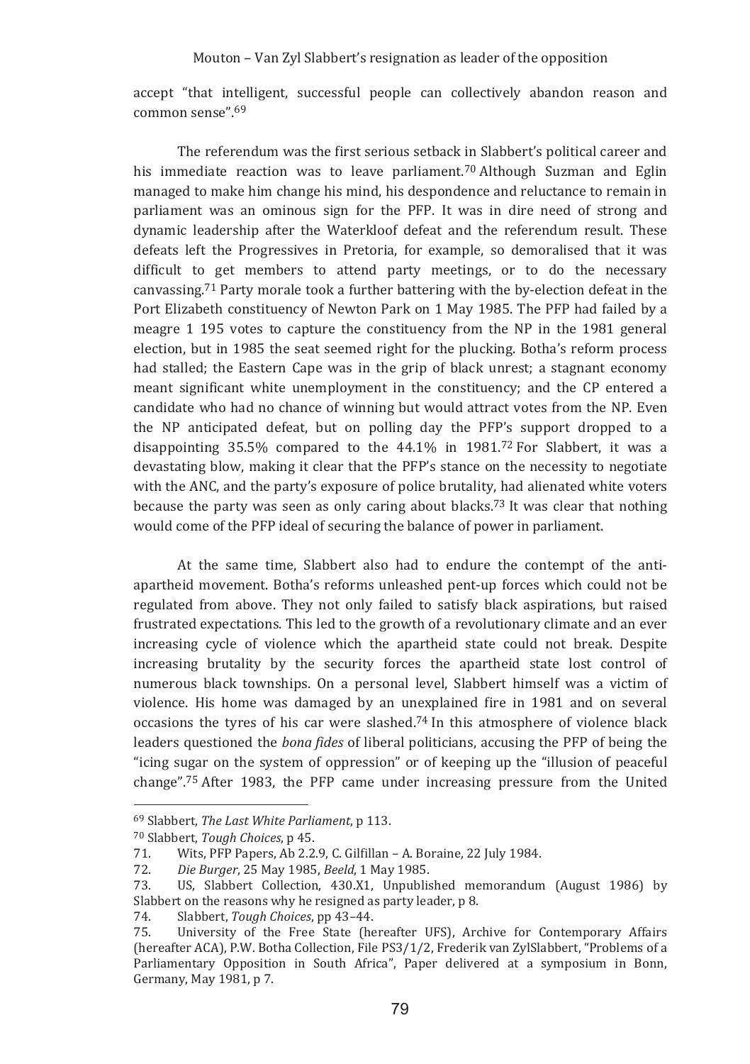accept "that intelligent, successful people can collectively abandon reason and common sense".[69]

The referendum was the first serious setback in Slabbert's political career and his immediate reaction was to leave parliament.[70] Although Suzman and Eglin managed to make him change his mind, his despondence and reluctance to remain in parliament was an ominous sign for the PFP. It was in dire need of strong and dynamic leadership after the Waterkloof defeat and the referendum result. These defeats left the Progressives in Pretoria, for example, so demoralised that it was difficult to get members to attend party meetings, or to do the necessary canvassing.[71] Party morale took a further battering with the by-election defeat in the Port Elizabeth constituency of Newton Park on 1 May 1985. The PFP had failed by a meagre 1 195 votes to capture the constituency from the NP in the 1981 general election, but in 1985 the seat seemed right for the plucking. Botha's reform process had stalled; the Eastern Cape was in the grip of black unrest; a stagnant economy meant significant white unemployment in the constituency; and the CP entered a candidate who had no chance of winning but would attract votes from the NP. Even the NP anticipated defeat, but on polling day the PFP's support dropped to a disappointing 35.5% compared to the 44.1% in 1981.[72] For Slabbert, it was a devastating blow, making it clear that the PFP's stance on the necessity to negotiate with the ANC, and the party's exposure of police brutality, had alienated white voters because the party was seen as only caring about blacks.[73] It was clear that nothing would come of the PFP ideal of securing the balance of power in parliament.

At the same time, Slabbert also had to endure the contempt of the anti-apartheid movement. Botha's reforms unleashed pent-up forces which could not be regulated from above. They not only failed to satisfy black aspirations, but raised frustrated expectations. This led to the growth of a revolutionary climate and an ever increasing cycle of violence which the apartheid state could not break. Despite increasing brutality by the security forces the apartheid state lost control of numerous black townships. On a personal level, Slabbert himself was a victim of violence. His home was damaged by an unexplained fire in 1981 and on several occasions the tyres of his car were slashed.[74] In this atmosphere of violence black leaders questioned the *bona fides* of liberal politicians, accusing the PFP of being the "icing sugar on the system of oppression" or of keeping up the "illusion of peaceful change".[75] After 1983, the PFP came under increasing pressure from the United

---

69 Slabbert, *The Last White Parliament*, p 113.

70 Slabbert, *Tough Choices*, p 45.

71. Wits, PFP Papers, Ab 2.2.9, C. Gilfillan – A. Boraine, 22 July 1984.

72. *Die Burger*, 25 May 1985, *Beeld*, 1 May 1985.

73. US, Slabbert Collection, 430.X1, Unpublished memorandum (August 1986) by Slabbert on the reasons why he resigned as party leader, p 8.

74. Slabbert, *Tough Choices*, pp 43–44.

75. University of the Free State (hereafter UFS), Archive for Contemporary Affairs (hereafter ACA), P.W. Botha Collection, File PS3/1/2, Frederik van ZylSlabbert, "Problems of a Parliamentary Opposition in South Africa", Paper delivered at a symposium in Bonn, Germany, May 1981, p 7.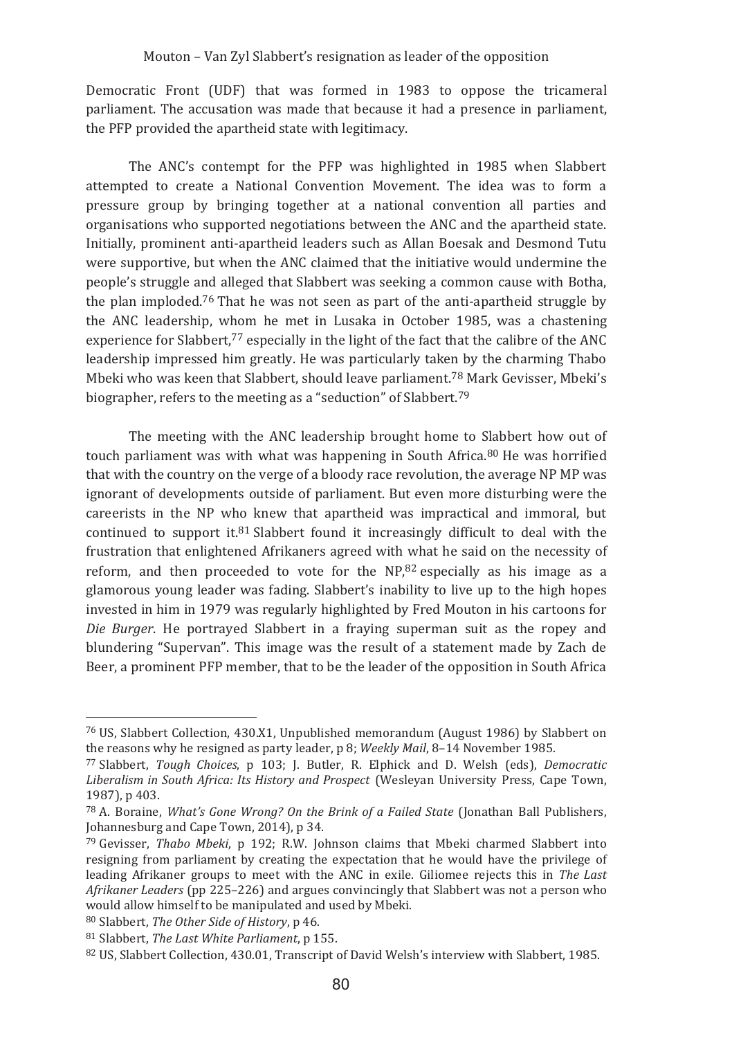Democratic Front (UDF) that was formed in 1983 to oppose the tricameral parliament. The accusation was made that because it had a presence in parliament, the PFP provided the apartheid state with legitimacy.

The ANC's contempt for the PFP was highlighted in 1985 when Slabbert attempted to create a National Convention Movement. The idea was to form a pressure group by bringing together at a national convention all parties and organisations who supported negotiations between the ANC and the apartheid state. Initially, prominent anti-apartheid leaders such as Allan Boesak and Desmond Tutu were supportive, but when the ANC claimed that the initiative would undermine the people's struggle and alleged that Slabbert was seeking a common cause with Botha, the plan imploded.[76] That he was not seen as part of the anti-apartheid struggle by the ANC leadership, whom he met in Lusaka in October 1985, was a chastening experience for Slabbert,[77] especially in the light of the fact that the calibre of the ANC leadership impressed him greatly. He was particularly taken by the charming Thabo Mbeki who was keen that Slabbert, should leave parliament.[78] Mark Gevisser, Mbeki's biographer, refers to the meeting as a "seduction" of Slabbert.[79]

The meeting with the ANC leadership brought home to Slabbert how out of touch parliament was with what was happening in South Africa.[80] He was horrified that with the country on the verge of a bloody race revolution, the average NP MP was ignorant of developments outside of parliament. But even more disturbing were the careerists in the NP who knew that apartheid was impractical and immoral, but continued to support it.[81] Slabbert found it increasingly difficult to deal with the frustration that enlightened Afrikaners agreed with what he said on the necessity of reform, and then proceeded to vote for the NP,[82] especially as his image as a glamorous young leader was fading. Slabbert's inability to live up to the high hopes invested in him in 1979 was regularly highlighted by Fred Mouton in his cartoons for *Die Burger*. He portrayed Slabbert in a fraying superman suit as the ropey and blundering "Supervan". This image was the result of a statement made by Zach de Beer, a prominent PFP member, that to be the leader of the opposition in South Africa

---

[76] US, Slabbert Collection, 430.X1, Unpublished memorandum (August 1986) by Slabbert on the reasons why he resigned as party leader, p 8; *Weekly Mail*, 8–14 November 1985.

[77] Slabbert, *Tough Choices*, p 103; J. Butler, R. Elphick and D. Welsh (eds), *Democratic Liberalism in South Africa: Its History and Prospect* (Wesleyan University Press, Cape Town, 1987), p 403.

[78] A. Boraine, *What's Gone Wrong? On the Brink of a Failed State* (Jonathan Ball Publishers, Johannesburg and Cape Town, 2014), p 34.

[79] Gevisser, *Thabo Mbeki*, p 192; R.W. Johnson claims that Mbeki charmed Slabbert into resigning from parliament by creating the expectation that he would have the privilege of leading Afrikaner groups to meet with the ANC in exile. Giliomee rejects this in *The Last Afrikaner Leaders* (pp 225–226) and argues convincingly that Slabbert was not a person who would allow himself to be manipulated and used by Mbeki.

[80] Slabbert, *The Other Side of History*, p 46.

[81] Slabbert, *The Last White Parliament*, p 155.

[82] US, Slabbert Collection, 430.01, Transcript of David Welsh's interview with Slabbert, 1985.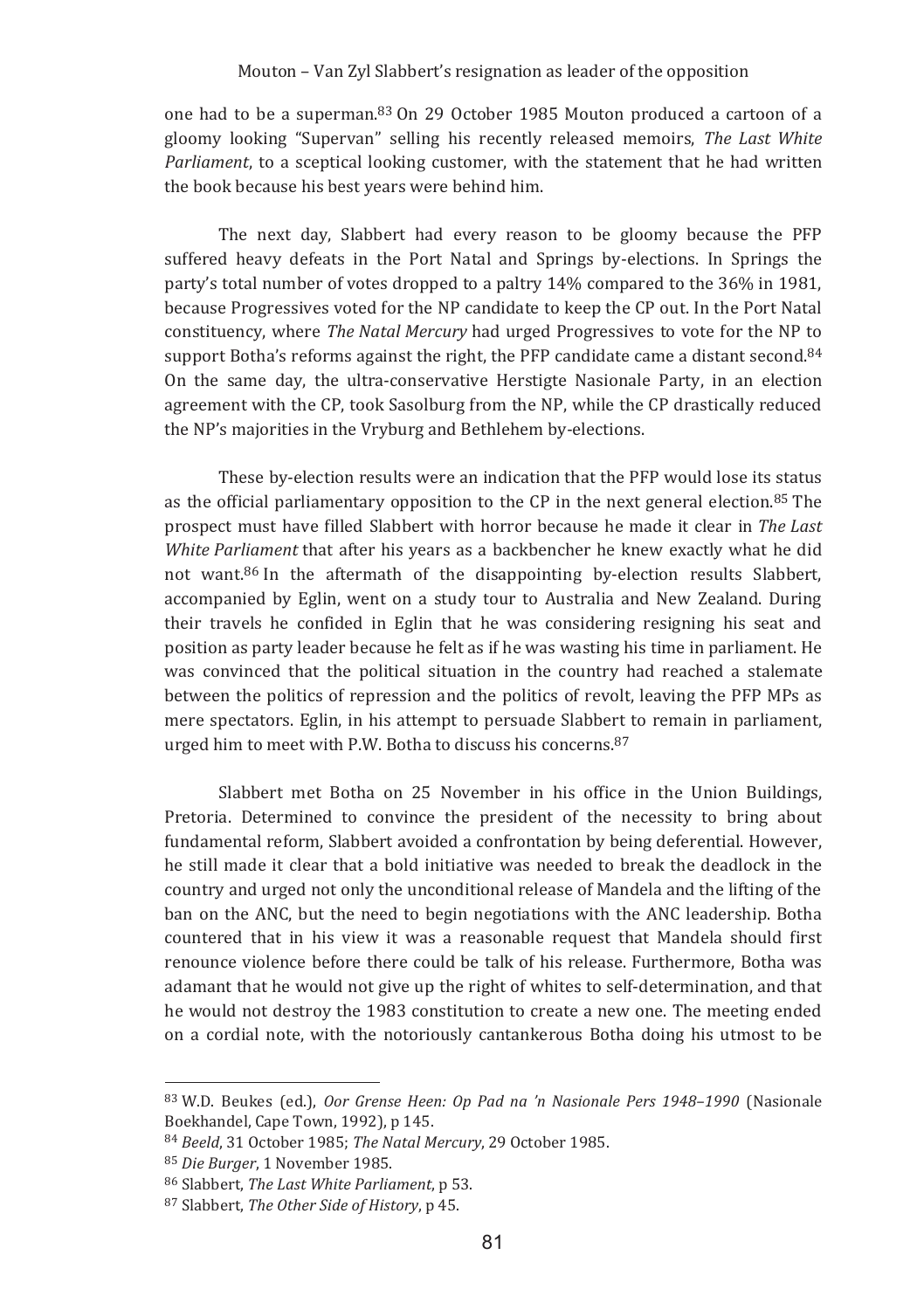one had to be a superman.[83] On 29 October 1985 Mouton produced a cartoon of a gloomy looking "Supervan" selling his recently released memoirs, *The Last White Parliament*, to a sceptical looking customer, with the statement that he had written the book because his best years were behind him.

The next day, Slabbert had every reason to be gloomy because the PFP suffered heavy defeats in the Port Natal and Springs by-elections. In Springs the party's total number of votes dropped to a paltry 14% compared to the 36% in 1981, because Progressives voted for the NP candidate to keep the CP out. In the Port Natal constituency, where *The Natal Mercury* had urged Progressives to vote for the NP to support Botha's reforms against the right, the PFP candidate came a distant second.[84] On the same day, the ultra-conservative Herstigte Nasionale Party, in an election agreement with the CP, took Sasolburg from the NP, while the CP drastically reduced the NP's majorities in the Vryburg and Bethlehem by-elections.

These by-election results were an indication that the PFP would lose its status as the official parliamentary opposition to the CP in the next general election.[85] The prospect must have filled Slabbert with horror because he made it clear in *The Last White Parliament* that after his years as a backbencher he knew exactly what he did not want.[86] In the aftermath of the disappointing by-election results Slabbert, accompanied by Eglin, went on a study tour to Australia and New Zealand. During their travels he confided in Eglin that he was considering resigning his seat and position as party leader because he felt as if he was wasting his time in parliament. He was convinced that the political situation in the country had reached a stalemate between the politics of repression and the politics of revolt, leaving the PFP MPs as mere spectators. Eglin, in his attempt to persuade Slabbert to remain in parliament, urged him to meet with P.W. Botha to discuss his concerns.[87]

Slabbert met Botha on 25 November in his office in the Union Buildings, Pretoria. Determined to convince the president of the necessity to bring about fundamental reform, Slabbert avoided a confrontation by being deferential. However, he still made it clear that a bold initiative was needed to break the deadlock in the country and urged not only the unconditional release of Mandela and the lifting of the ban on the ANC, but the need to begin negotiations with the ANC leadership. Botha countered that in his view it was a reasonable request that Mandela should first renounce violence before there could be talk of his release. Furthermore, Botha was adamant that he would not give up the right of whites to self-determination, and that he would not destroy the 1983 constitution to create a new one. The meeting ended on a cordial note, with the notoriously cantankerous Botha doing his utmost to be

---

[83] W.D. Beukes (ed.), *Oor Grense Heen: Op Pad na 'n Nasionale Pers 1948–1990* (Nasionale Boekhandel, Cape Town, 1992), p 145.

[84] *Beeld*, 31 October 1985; *The Natal Mercury*, 29 October 1985.

[85] *Die Burger*, 1 November 1985.

[86] Slabbert, *The Last White Parliament*, p 53.

[87] Slabbert, *The Other Side of History*, p 45.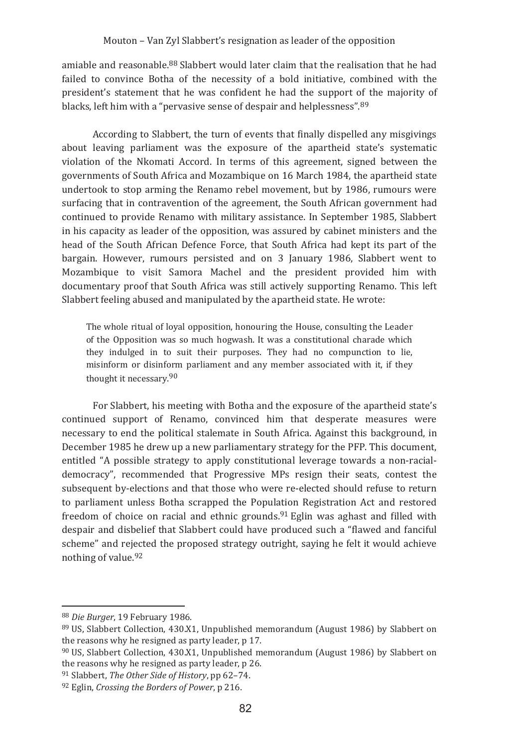amiable and reasonable.[88] Slabbert would later claim that the realisation that he had failed to convince Botha of the necessity of a bold initiative, combined with the president's statement that he was confident he had the support of the majority of blacks, left him with a "pervasive sense of despair and helplessness".[89]

According to Slabbert, the turn of events that finally dispelled any misgivings about leaving parliament was the exposure of the apartheid state's systematic violation of the Nkomati Accord. In terms of this agreement, signed between the governments of South Africa and Mozambique on 16 March 1984, the apartheid state undertook to stop arming the Renamo rebel movement, but by 1986, rumours were surfacing that in contravention of the agreement, the South African government had continued to provide Renamo with military assistance. In September 1985, Slabbert in his capacity as leader of the opposition, was assured by cabinet ministers and the head of the South African Defence Force, that South Africa had kept its part of the bargain. However, rumours persisted and on 3 January 1986, Slabbert went to Mozambique to visit Samora Machel and the president provided him with documentary proof that South Africa was still actively supporting Renamo. This left Slabbert feeling abused and manipulated by the apartheid state. He wrote:

> The whole ritual of loyal opposition, honouring the House, consulting the Leader of the Opposition was so much hogwash. It was a constitutional charade which they indulged in to suit their purposes. They had no compunction to lie, misinform or disinform parliament and any member associated with it, if they thought it necessary.[90]

For Slabbert, his meeting with Botha and the exposure of the apartheid state's continued support of Renamo, convinced him that desperate measures were necessary to end the political stalemate in South Africa. Against this background, in December 1985 he drew up a new parliamentary strategy for the PFP. This document, entitled "A possible strategy to apply constitutional leverage towards a non-racial-democracy", recommended that Progressive MPs resign their seats, contest the subsequent by-elections and that those who were re-elected should refuse to return to parliament unless Botha scrapped the Population Registration Act and restored freedom of choice on racial and ethnic grounds.[91] Eglin was aghast and filled with despair and disbelief that Slabbert could have produced such a "flawed and fanciful scheme" and rejected the proposed strategy outright, saying he felt it would achieve nothing of value.[92]

---

[88] *Die Burger*, 19 February 1986.

[89] US, Slabbert Collection, 430.X1, Unpublished memorandum (August 1986) by Slabbert on the reasons why he resigned as party leader, p 17.

[90] US, Slabbert Collection, 430.X1, Unpublished memorandum (August 1986) by Slabbert on the reasons why he resigned as party leader, p 26.

[91] Slabbert, *The Other Side of History*, pp 62–74.

[92] Eglin, *Crossing the Borders of Power*, p 216.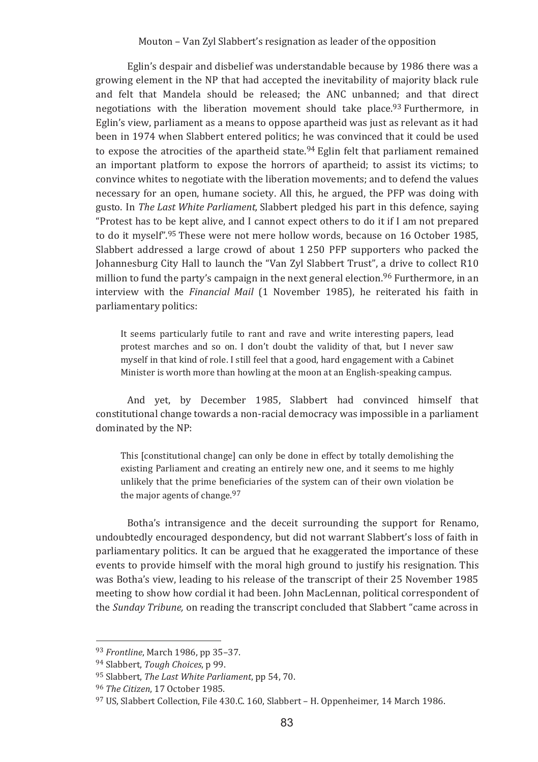Eglin's despair and disbelief was understandable because by 1986 there was a growing element in the NP that had accepted the inevitability of majority black rule and felt that Mandela should be released; the ANC unbanned; and that direct negotiations with the liberation movement should take place.[93] Furthermore, in Eglin's view, parliament as a means to oppose apartheid was just as relevant as it had been in 1974 when Slabbert entered politics; he was convinced that it could be used to expose the atrocities of the apartheid state.[94] Eglin felt that parliament remained an important platform to expose the horrors of apartheid; to assist its victims; to convince whites to negotiate with the liberation movements; and to defend the values necessary for an open, humane society. All this, he argued, the PFP was doing with gusto. In *The Last White Parliament,* Slabbert pledged his part in this defence, saying "Protest has to be kept alive, and I cannot expect others to do it if I am not prepared to do it myself".[95] These were not mere hollow words, because on 16 October 1985, Slabbert addressed a large crowd of about 1 250 PFP supporters who packed the Johannesburg City Hall to launch the "Van Zyl Slabbert Trust", a drive to collect R10 million to fund the party's campaign in the next general election.[96] Furthermore, in an interview with the *Financial Mail* (1 November 1985), he reiterated his faith in parliamentary politics:

> It seems particularly futile to rant and rave and write interesting papers, lead protest marches and so on. I don't doubt the validity of that, but I never saw myself in that kind of role. I still feel that a good, hard engagement with a Cabinet Minister is worth more than howling at the moon at an English-speaking campus.

And yet, by December 1985, Slabbert had convinced himself that constitutional change towards a non-racial democracy was impossible in a parliament dominated by the NP:

> This [constitutional change] can only be done in effect by totally demolishing the existing Parliament and creating an entirely new one, and it seems to me highly unlikely that the prime beneficiaries of the system can of their own violation be the major agents of change.[97]

Botha's intransigence and the deceit surrounding the support for Renamo, undoubtedly encouraged despondency, but did not warrant Slabbert's loss of faith in parliamentary politics. It can be argued that he exaggerated the importance of these events to provide himself with the moral high ground to justify his resignation. This was Botha's view, leading to his release of the transcript of their 25 November 1985 meeting to show how cordial it had been. John MacLennan, political correspondent of the *Sunday Tribune,* on reading the transcript concluded that Slabbert "came across in

---

[93] *Frontline*, March 1986, pp 35–37.

[94] Slabbert, *Tough Choices*, p 99.

[95] Slabbert, *The Last White Parliament*, pp 54, 70.

[96] *The Citizen*, 17 October 1985.

[97] US, Slabbert Collection, File 430.C. 160, Slabbert – H. Oppenheimer, 14 March 1986.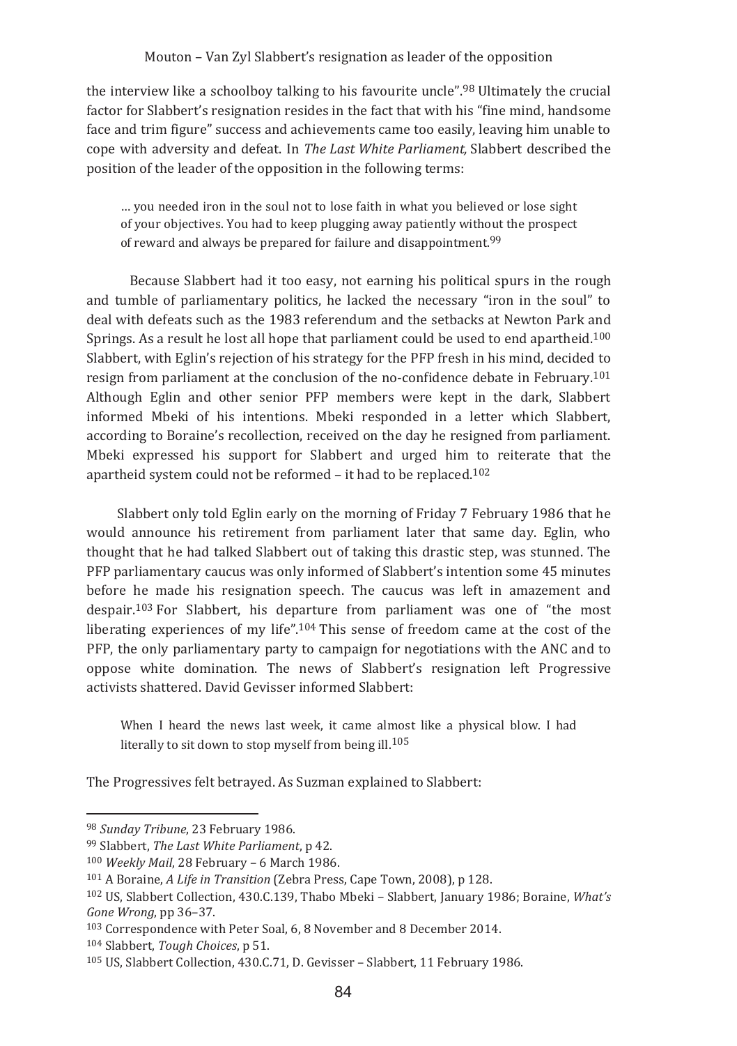the interview like a schoolboy talking to his favourite uncle".[98] Ultimately the crucial factor for Slabbert's resignation resides in the fact that with his "fine mind, handsome face and trim figure" success and achievements came too easily, leaving him unable to cope with adversity and defeat. In *The Last White Parliament,* Slabbert described the position of the leader of the opposition in the following terms:

> … you needed iron in the soul not to lose faith in what you believed or lose sight of your objectives. You had to keep plugging away patiently without the prospect of reward and always be prepared for failure and disappointment.[99]

Because Slabbert had it too easy, not earning his political spurs in the rough and tumble of parliamentary politics, he lacked the necessary "iron in the soul" to deal with defeats such as the 1983 referendum and the setbacks at Newton Park and Springs. As a result he lost all hope that parliament could be used to end apartheid.[100] Slabbert, with Eglin's rejection of his strategy for the PFP fresh in his mind, decided to resign from parliament at the conclusion of the no-confidence debate in February.[101] Although Eglin and other senior PFP members were kept in the dark, Slabbert informed Mbeki of his intentions. Mbeki responded in a letter which Slabbert, according to Boraine's recollection, received on the day he resigned from parliament. Mbeki expressed his support for Slabbert and urged him to reiterate that the apartheid system could not be reformed – it had to be replaced.[102]

Slabbert only told Eglin early on the morning of Friday 7 February 1986 that he would announce his retirement from parliament later that same day. Eglin, who thought that he had talked Slabbert out of taking this drastic step, was stunned. The PFP parliamentary caucus was only informed of Slabbert's intention some 45 minutes before he made his resignation speech. The caucus was left in amazement and despair.[103] For Slabbert, his departure from parliament was one of "the most liberating experiences of my life".[104] This sense of freedom came at the cost of the PFP, the only parliamentary party to campaign for negotiations with the ANC and to oppose white domination. The news of Slabbert's resignation left Progressive activists shattered. David Gevisser informed Slabbert:

> When I heard the news last week, it came almost like a physical blow. I had literally to sit down to stop myself from being ill.[105]

The Progressives felt betrayed. As Suzman explained to Slabbert:

---

[98] *Sunday Tribune*, 23 February 1986.

[99] Slabbert, *The Last White Parliament*, p 42.

[100] *Weekly Mail*, 28 February – 6 March 1986.

[101] A Boraine, *A Life in Transition* (Zebra Press, Cape Town, 2008), p 128.

[102] US, Slabbert Collection, 430.C.139, Thabo Mbeki – Slabbert, January 1986; Boraine, *What's Gone Wrong*, pp 36–37.

[103] Correspondence with Peter Soal, 6, 8 November and 8 December 2014.

[104] Slabbert, *Tough Choices*, p 51.

[105] US, Slabbert Collection, 430.C.71, D. Gevisser – Slabbert, 11 February 1986.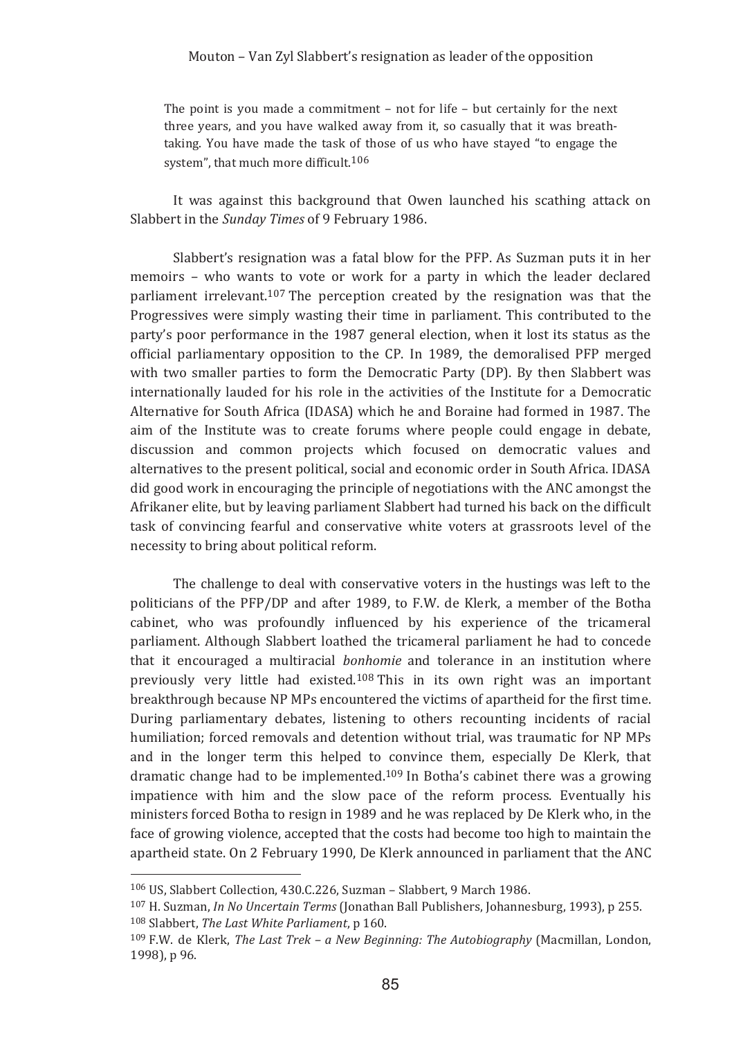> The point is you made a commitment – not for life – but certainly for the next three years, and you have walked away from it, so casually that it was breath-taking. You have made the task of those of us who have stayed "to engage the system", that much more difficult.[106]

It was against this background that Owen launched his scathing attack on Slabbert in the *Sunday Times* of 9 February 1986.

Slabbert's resignation was a fatal blow for the PFP. As Suzman puts it in her memoirs – who wants to vote or work for a party in which the leader declared parliament irrelevant.[107] The perception created by the resignation was that the Progressives were simply wasting their time in parliament. This contributed to the party's poor performance in the 1987 general election, when it lost its status as the official parliamentary opposition to the CP. In 1989, the demoralised PFP merged with two smaller parties to form the Democratic Party (DP). By then Slabbert was internationally lauded for his role in the activities of the Institute for a Democratic Alternative for South Africa (IDASA) which he and Boraine had formed in 1987. The aim of the Institute was to create forums where people could engage in debate, discussion and common projects which focused on democratic values and alternatives to the present political, social and economic order in South Africa. IDASA did good work in encouraging the principle of negotiations with the ANC amongst the Afrikaner elite, but by leaving parliament Slabbert had turned his back on the difficult task of convincing fearful and conservative white voters at grassroots level of the necessity to bring about political reform.

The challenge to deal with conservative voters in the hustings was left to the politicians of the PFP/DP and after 1989, to F.W. de Klerk, a member of the Botha cabinet, who was profoundly influenced by his experience of the tricameral parliament. Although Slabbert loathed the tricameral parliament he had to concede that it encouraged a multiracial *bonhomie* and tolerance in an institution where previously very little had existed.[108] This in its own right was an important breakthrough because NP MPs encountered the victims of apartheid for the first time. During parliamentary debates, listening to others recounting incidents of racial humiliation; forced removals and detention without trial, was traumatic for NP MPs and in the longer term this helped to convince them, especially De Klerk, that dramatic change had to be implemented.[109] In Botha's cabinet there was a growing impatience with him and the slow pace of the reform process. Eventually his ministers forced Botha to resign in 1989 and he was replaced by De Klerk who, in the face of growing violence, accepted that the costs had become too high to maintain the apartheid state. On 2 February 1990, De Klerk announced in parliament that the ANC

---

[106] US, Slabbert Collection, 430.C.226, Suzman – Slabbert, 9 March 1986.

[107] H. Suzman, *In No Uncertain Terms* (Jonathan Ball Publishers, Johannesburg, 1993), p 255.

[108] Slabbert, *The Last White Parliament*, p 160.

[109] F.W. de Klerk, *The Last Trek – a New Beginning: The Autobiography* (Macmillan, London, 1998), p 96.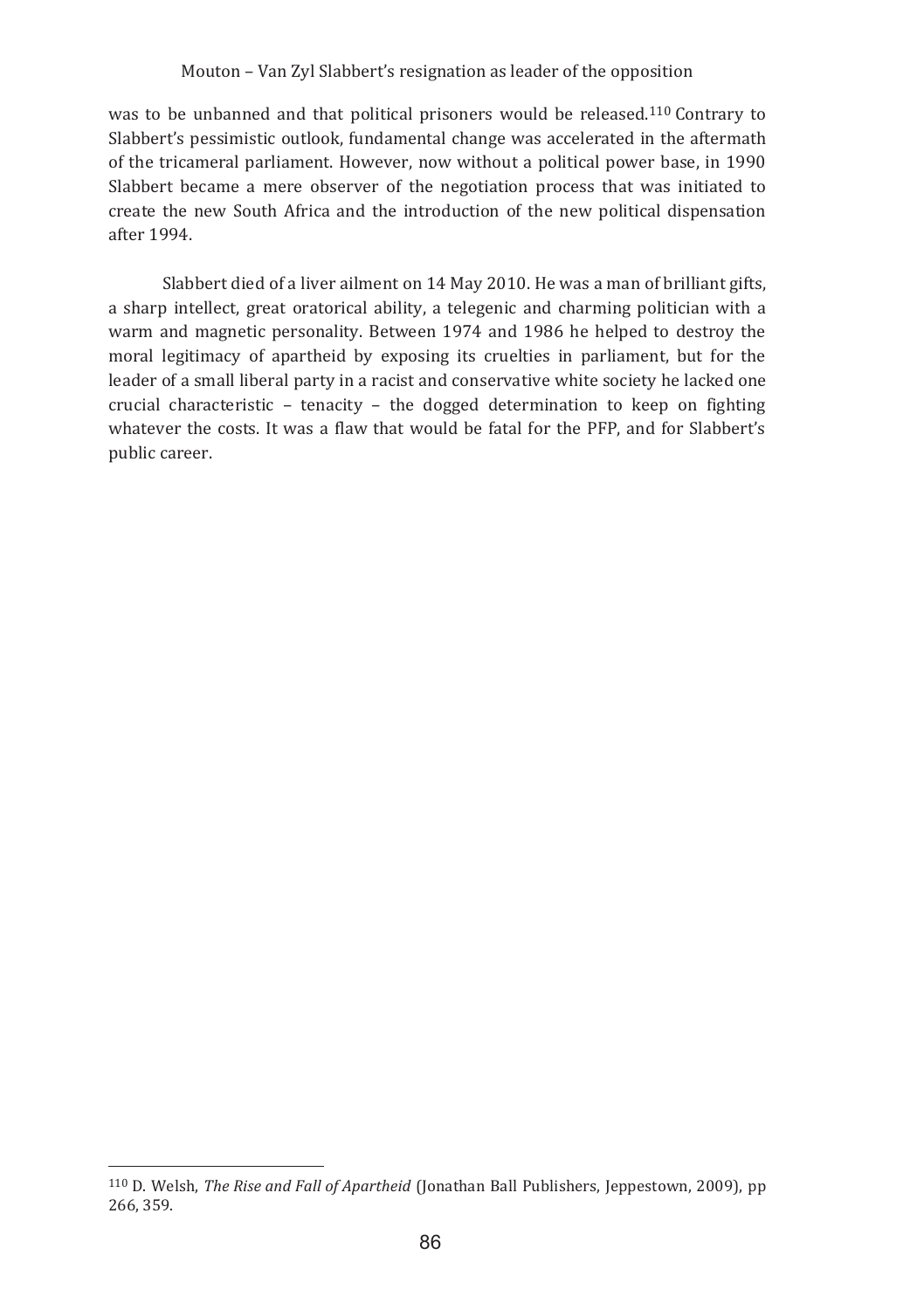was to be unbanned and that political prisoners would be released.[110] Contrary to Slabbert's pessimistic outlook, fundamental change was accelerated in the aftermath of the tricameral parliament. However, now without a political power base, in 1990 Slabbert became a mere observer of the negotiation process that was initiated to create the new South Africa and the introduction of the new political dispensation after 1994.

Slabbert died of a liver ailment on 14 May 2010. He was a man of brilliant gifts, a sharp intellect, great oratorical ability, a telegenic and charming politician with a warm and magnetic personality. Between 1974 and 1986 he helped to destroy the moral legitimacy of apartheid by exposing its cruelties in parliament, but for the leader of a small liberal party in a racist and conservative white society he lacked one crucial characteristic – tenacity – the dogged determination to keep on fighting whatever the costs. It was a flaw that would be fatal for the PFP, and for Slabbert's public career.

[110] D. Welsh, *The Rise and Fall of Apartheid* (Jonathan Ball Publishers, Jeppestown, 2009), pp 266, 359.